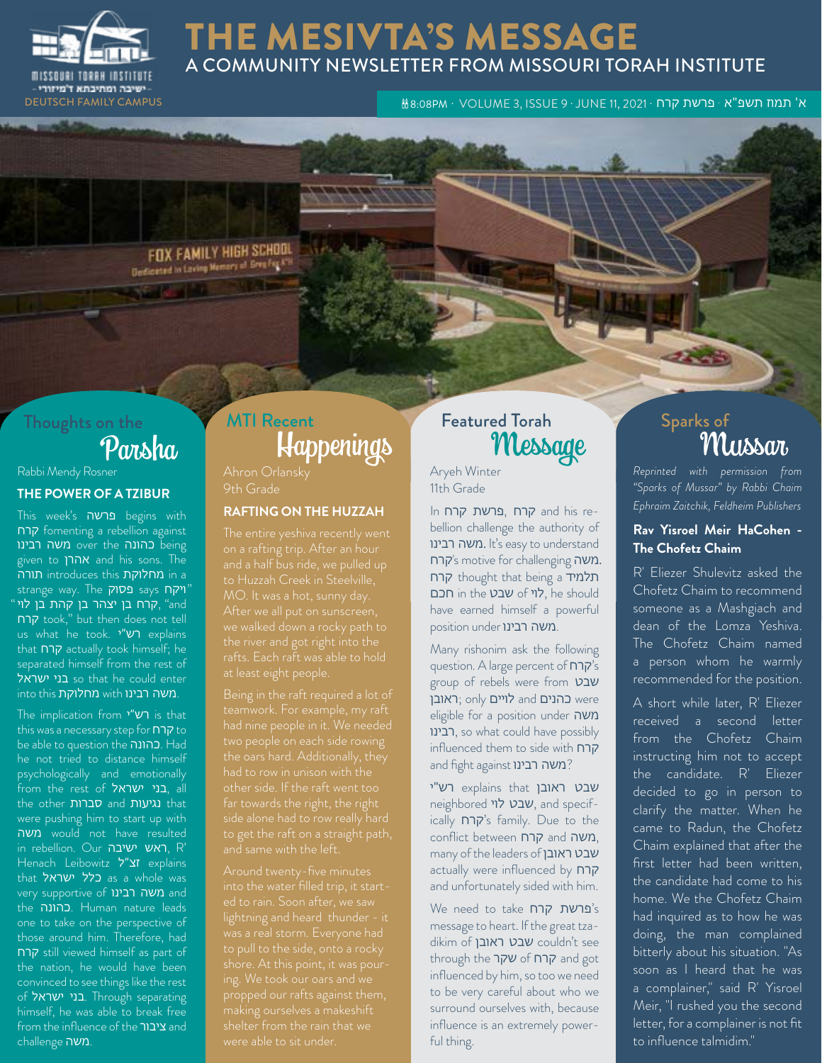# THE MESIVTA'S MESSAGE

## A COMMUNITY NEWSLETTER FROM MISSOURI TORAH INSTITUTE

MISSOURI TORAH INSTITUTE - ישיבה ומתיבתא דמיזורי - DEUTSCH FAMILY CAMPUS

8:08PM · VOLUME 3, ISSUE 9 · JUNE 11, 2021 · פרשת קרח · א' תמוז תשפ"א

## Thoughts on the Parsha

Rabbi Mendy Rosner

### THE POWER OF A TZIBUR

This week's פרשה begins with קרח fomenting a rebellion against משה רבינו over the כהונה being given to אהרן and his sons. The תורה introduces this מחלוקת in a strange way. The פסוק says "ויקח קרח בן יצהר בן קהת בן לוי", "and קרח took," but then does not tell us what he took. רש"י explains that קרח actually took himself; he separated himself from the rest of בני ישראל so that he could enter into this מחלוקת with משה רבינו.

The implication from רש"י is that this was a necessary step for קרח to be able to question the כהונה. Had he not tried to distance himself psychologically and emotionally from the rest of בני ישראל, all the other סברות and נגיעות that were pushing him to start up with משה would not have resulted in rebellion. Our ראש ישיבה, R' Henach Leibowitz זצ"ל explains that כלל ישראל as a whole was very supportive of משה רבינו and the כהונה. Human nature leads one to take on the perspective of those around him. Therefore, had קרח still viewed himself as part of the nation, he would have been convinced to see things like the rest of בני ישראל. Through separating himself, he was able to break free from the influence of the ציבור and challenge משה.

## MTI Recent Happenings

Ahron Orlansky
9th Grade

### RAFTING ON THE HUZZAH

The entire yeshiva recently went on a rafting trip. After an hour and a half bus ride, we pulled up to Huzzah Creek in Steelville, MO. It was a hot, sunny day. After we all put on sunscreen, we walked down a rocky path to the river and got right into the rafts. Each raft was able to hold at least eight people.

Being in the raft required a lot of teamwork. For example, my raft had nine people in it. We needed two people on each side rowing the oars hard. Additionally, they had to row in unison with the other side. If the raft went too far towards the right, the right side alone had to row really hard to get the raft on a straight path, and same with the left.

Around twenty-five minutes into the water filled trip, it started to rain. Soon after, we saw lightning and heard thunder - it was a real storm. Everyone had to pull to the side, onto a rocky shore. At this point, it was pouring. We took our oars and we propped our rafts against them, making ourselves a makeshift shelter from the rain that we were able to sit under.

## Featured Torah Message

Aryeh Winter
11th Grade

In פרשת קרח, קרח and his rebellion challenge the authority of משה רבינו. It's easy to understand קרח's motive for challenging משה. קרח thought that being a תלמיד חכם in the שבט of לוי, he should have earned himself a powerful position under משה רבינו.

Many rishonim ask the following question. A large percent of קרח's group of rebels were from שבט ראובן; only כהנים and לויים were eligible for a position under משה רבינו, so what could have possibly influenced them to side with קרח and fight against משה רבינו?

רש"י explains that שבט ראובן neighbored שבט לוי, and specifically קרח's family. Due to the conflict between קרח and משה, many of the leaders of שבט ראובן actually were influenced by קרח and unfortunately sided with him.

We need to take פרשת קרח's message to heart. If the great tzadikim of שבט ראובן couldn't see through the שקר of קרח and got influenced by him, so too we need to be very careful about who we surround ourselves with, because influence is an extremely powerful thing.

## Sparks of Mussar

*Reprinted with permission from "Sparks of Mussar" by Rabbi Chaim Ephraim Zaitchik, Feldheim Publishers*

### Rav Yisroel Meir HaCohen - The Chofetz Chaim

R' Eliezer Shulevitz asked the Chofetz Chaim to recommend someone as a Mashgiach and dean of the Lomza Yeshiva. The Chofetz Chaim named a person whom he warmly recommended for the position.

A short while later, R' Eliezer received a second letter from the Chofetz Chaim instructing him not to accept the candidate. R' Eliezer decided to go in person to clarify the matter. When he came to Radun, the Chofetz Chaim explained that after the first letter had been written, the candidate had come to his home. We the Chofetz Chaim had inquired as to how he was doing, the man complained bitterly about his situation. "As soon as I heard that he was a complainer," said R' Yisroel Meir, "I rushed you the second letter, for a complainer is not fit to influence talmidim."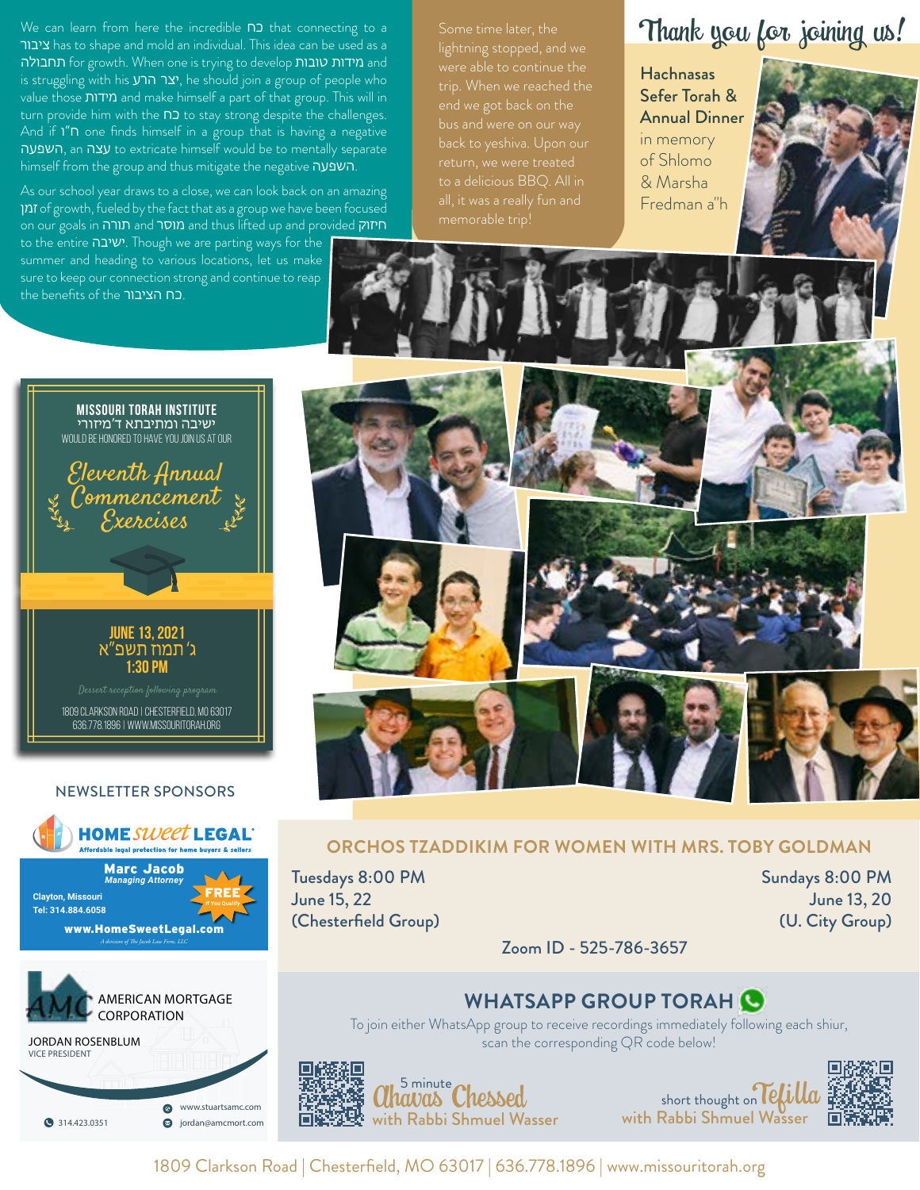We can learn from here the incredible כח that connecting to a ציבור has to shape and mold an individual. This idea can be used as a תחבולה for growth. When one is trying to develop מידות טובות and is struggling with his יצר הרע, he should join a group of people who value those מידות and make himself a part of that group. This will in turn provide him with the כח to stay strong despite the challenges. And if ח"ו one finds himself in a group that is having a negative השפעה, an עצה to extricate himself would be to mentally separate himself from the group and thus mitigate the negative השפעה.

As our school year draws to a close, we can look back on an amazing זמן of growth, fueled by the fact that as a group we have been focused on our goals in תורה and מוסר and thus lifted up and provided חיזוק to the entire ישיבה. Though we are parting ways for the summer and heading to various locations, let us make sure to keep our connection strong and continue to reap the benefits of the כח הציבור.

Some time later, the lightning stopped, and we were able to continue the trip. When we reached the end we got back on the bus and were on our way back to yeshiva. Upon our return, we were treated to a delicious BBQ. All in all, it was a really fun and memorable trip!

## Thank you for joining us!

**Hachnasas Sefer Torah & Annual Dinner**
in memory of Shlomo & Marsha Fredman a"h

**MISSOURI TORAH INSTITUTE**
ישיבה ומתיבתא ד'מיזורי
WOULD BE HONORED TO HAVE YOU JOIN US AT OUR

*Eleventh Annual Commencement Exercises*

**JUNE 13, 2021**
ג' תמוז תשפ"א
**1:30 PM**

*Dessert reception following program*

1809 CLARKSON ROAD | CHESTERFIELD, MO 63017
636.778.1896 | WWW.MISSOURITORAH.ORG

NEWSLETTER SPONSORS

**HOME sweet LEGAL**
Affordable legal protection for home buyers & sellers
**Marc Jacob**
*Managing Attorney*
Clayton, Missouri
Tel: 314.884.6058
FREE if You Qualify
**www.HomeSweetLegal.com**
*A division of The Jacob Law Firm, LLC*

AMC AMERICAN MORTGAGE CORPORATION
JORDAN ROSENBLUM
VICE PRESIDENT
314.423.0351
www.stuartsamc.com
jordan@amcmort.com

## ORCHOS TZADDIKIM FOR WOMEN WITH MRS. TOBY GOLDMAN

Tuesdays 8:00 PM
June 15, 22
(Chesterfield Group)

Sundays 8:00 PM
June 13, 20
(U. City Group)

Zoom ID - 525-786-3657

## WHATSAPP GROUP TORAH

To join either WhatsApp group to receive recordings immediately following each shiur, scan the corresponding QR code below!

5 minute Ahavas Chessed with Rabbi Shmuel Wasser

short thought on Tefilla with Rabbi Shmuel Wasser